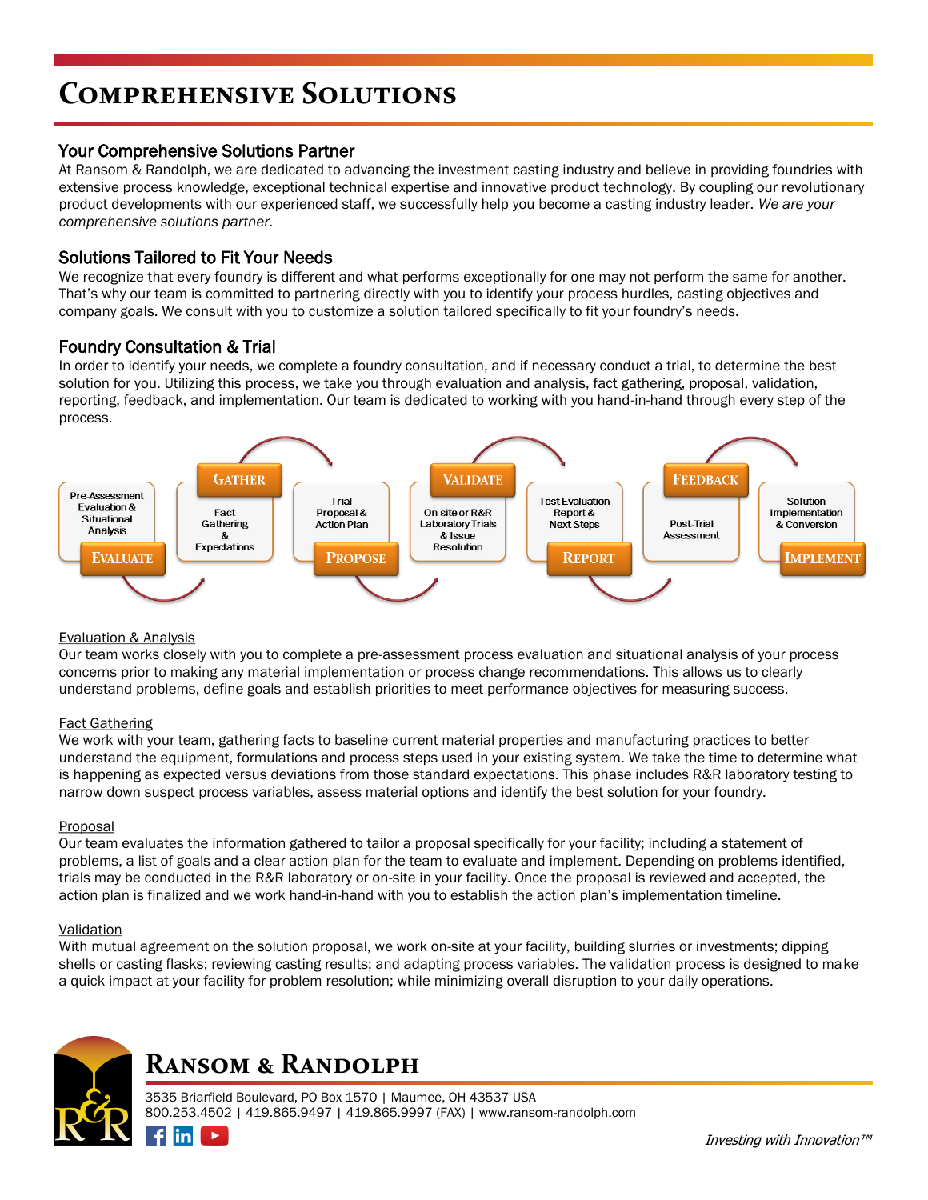# Comprehensive Solutions

## Your Comprehensive Solutions Partner

At Ransom & Randolph, we are dedicated to advancing the investment casting industry and believe in providing foundries with extensive process knowledge, exceptional technical expertise and innovative product technology. By coupling our revolutionary product developments with our experienced staff, we successfully help you become a casting industry leader. *We are your comprehensive solutions partner.*

## Solutions Tailored to Fit Your Needs

We recognize that every foundry is different and what performs exceptionally for one may not perform the same for another. That's why our team is committed to partnering directly with you to identify your process hurdles, casting objectives and company goals. We consult with you to customize a solution tailored specifically to fit your foundry's needs.

## Foundry Consultation & Trial

In order to identify your needs, we complete a foundry consultation, and if necessary conduct a trial, to determine the best solution for you. Utilizing this process, we take you through evaluation and analysis, fact gathering, proposal, validation, reporting, feedback, and implementation. Our team is dedicated to working with you hand-in-hand through every step of the process.

- **EVALUATE**: Pre-Assessment Evaluation & Situational Analysis
- **GATHER**: Fact Gathering & Expectations
- **PROPOSE**: Trial Proposal & Action Plan
- **VALIDATE**: On-site or R&R Laboratory Trials & Issue Resolution
- **REPORT**: Test Evaluation Report & Next Steps
- **FEEDBACK**: Post-Trial Assessment
- **IMPLEMENT**: Solution Implementation & Conversion

### Evaluation & Analysis

Our team works closely with you to complete a pre-assessment process evaluation and situational analysis of your process concerns prior to making any material implementation or process change recommendations. This allows us to clearly understand problems, define goals and establish priorities to meet performance objectives for measuring success.

### Fact Gathering

We work with your team, gathering facts to baseline current material properties and manufacturing practices to better understand the equipment, formulations and process steps used in your existing system. We take the time to determine what is happening as expected versus deviations from those standard expectations. This phase includes R&R laboratory testing to narrow down suspect process variables, assess material options and identify the best solution for your foundry.

### Proposal

Our team evaluates the information gathered to tailor a proposal specifically for your facility; including a statement of problems, a list of goals and a clear action plan for the team to evaluate and implement. Depending on problems identified, trials may be conducted in the R&R laboratory or on-site in your facility. Once the proposal is reviewed and accepted, the action plan is finalized and we work hand-in-hand with you to establish the action plan's implementation timeline.

### Validation

With mutual agreement on the solution proposal, we work on-site at your facility, building slurries or investments; dipping shells or casting flasks; reviewing casting results; and adapting process variables. The validation process is designed to make a quick impact at your facility for problem resolution; while minimizing overall disruption to your daily operations.

**Ransom & Randolph**

3535 Briarfield Boulevard, PO Box 1570 | Maumee, OH 43537 USA
800.253.4502 | 419.865.9497 | 419.865.9997 (FAX) | www.ransom-randolph.com

*Investing with Innovation™*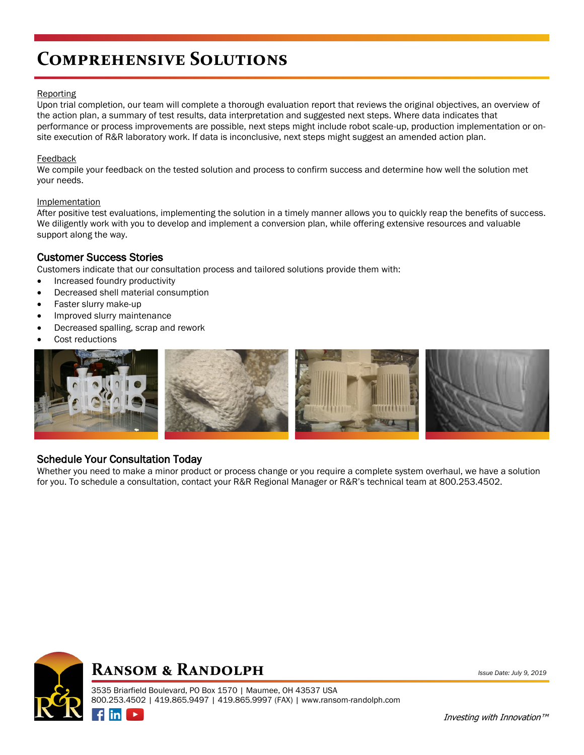# Comprehensive Solutions

Reporting

Upon trial completion, our team will complete a thorough evaluation report that reviews the original objectives, an overview of the action plan, a summary of test results, data interpretation and suggested next steps. Where data indicates that performance or process improvements are possible, next steps might include robot scale-up, production implementation or on-site execution of R&R laboratory work. If data is inconclusive, next steps might suggest an amended action plan.

Feedback

We compile your feedback on the tested solution and process to confirm success and determine how well the solution met your needs.

Implementation

After positive test evaluations, implementing the solution in a timely manner allows you to quickly reap the benefits of success. We diligently work with you to develop and implement a conversion plan, while offering extensive resources and valuable support along the way.

## Customer Success Stories

Customers indicate that our consultation process and tailored solutions provide them with:

- Increased foundry productivity
- Decreased shell material consumption
- Faster slurry make-up
- Improved slurry maintenance
- Decreased spalling, scrap and rework
- Cost reductions

## Schedule Your Consultation Today

Whether you need to make a minor product or process change or you require a complete system overhaul, we have a solution for you. To schedule a consultation, contact your R&R Regional Manager or R&R's technical team at 800.253.4502.

**Ransom & Randolph**

*Issue Date: July 9, 2019*

3535 Briarfield Boulevard, PO Box 1570 | Maumee, OH 43537 USA
800.253.4502 | 419.865.9497 | 419.865.9997 (FAX) | www.ransom-randolph.com

*Investing with Innovation™*